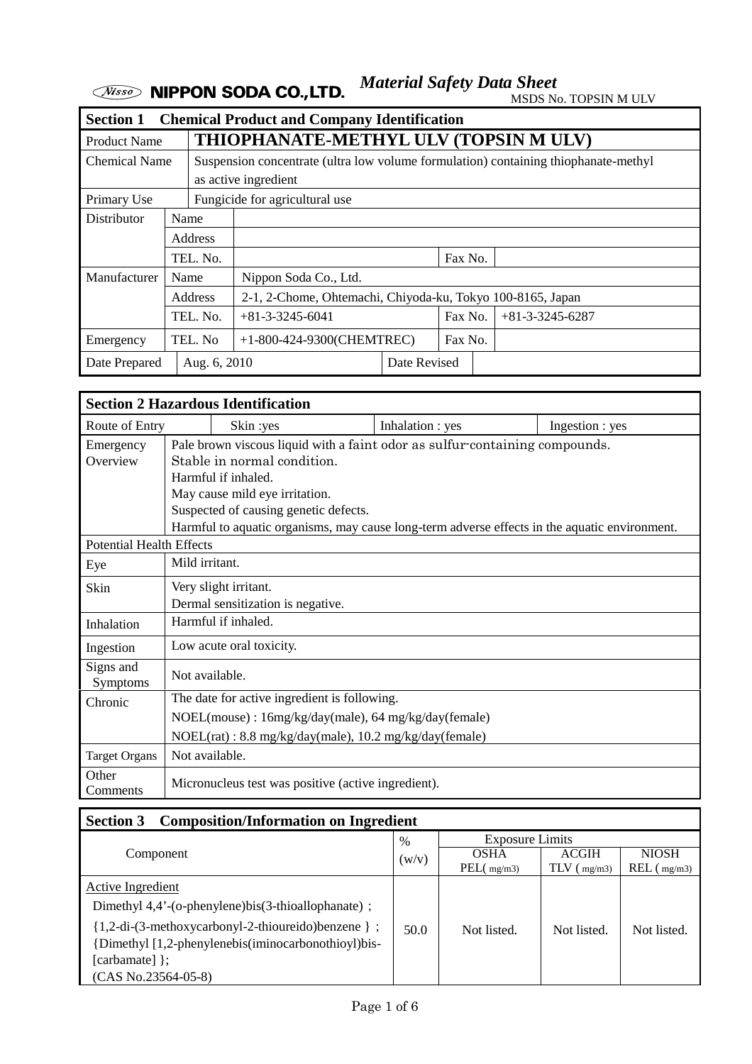Nisso NIPPON SODA CO.,LTD. *Material Safety Data Sheet*

MSDS No. TOPSIN M ULV

## Section 1 Chemical Product and Company Identification

| | | | | |
|---|---|---|---|---|
| Product Name | **THIOPHANATE-METHYL ULV (TOPSIN M ULV)** | | | |
| Chemical Name | Suspension concentrate (ultra low volume formulation) containing thiophanate-methyl as active ingredient | | | |
| Primary Use | Fungicide for agricultural use | | | |
| Distributor | Name | | | |
| | Address | | | |
| | TEL. No. | | Fax No. | |
| Manufacturer | Name | Nippon Soda Co., Ltd. | | |
| | Address | 2-1, 2-Chome, Ohtemachi, Chiyoda-ku, Tokyo 100-8165, Japan | | |
| | TEL. No. | +81-3-3245-6041 | Fax No. | +81-3-3245-6287 |
| Emergency | TEL. No | +1-800-424-9300(CHEMTREC) | Fax No. | |
| Date Prepared | Aug. 6, 2010 | | Date Revised | |

## Section 2 Hazardous Identification

| | | | |
|---|---|---|---|
| Route of Entry | Skin :yes | Inhalation : yes | Ingestion : yes |
| Emergency Overview | Pale brown viscous liquid with a faint odor as sulfur-containing compounds.<br>Stable in normal condition.<br>Harmful if inhaled.<br>May cause mild eye irritation.<br>Suspected of causing genetic defects.<br>Harmful to aquatic organisms, may cause long-term adverse effects in the aquatic environment. | | |
| Potential Health Effects | | | |
| Eye | Mild irritant. | | |
| Skin | Very slight irritant.<br>Dermal sensitization is negative. | | |
| Inhalation | Harmful if inhaled. | | |
| Ingestion | Low acute oral toxicity. | | |
| Signs and Symptoms | Not available. | | |
| Chronic | The date for active ingredient is following.<br>NOEL(mouse) : 16mg/kg/day(male), 64 mg/kg/day(female)<br>NOEL(rat) : 8.8 mg/kg/day(male), 10.2 mg/kg/day(female) | | |
| Target Organs | Not available. | | |
| Other Comments | Micronucleus test was positive (active ingredient). | | |

## Section 3 Composition/Information on Ingredient

| Component | % (w/v) | Exposure Limits | | |
|---|---|---|---|---|
| | | OSHA PEL( mg/m3) | ACGIH TLV ( mg/m3) | NIOSH REL ( mg/m3) |
| Active Ingredient<br>Dimethyl 4,4'-(o-phenylene)bis(3-thioallophanate) ;<br>{1,2-di-(3-methoxycarbonyl-2-thioureido)benzene } ;<br>{Dimethyl [1,2-phenylenebis(iminocarbonothioyl)bis-[carbamate] };<br>(CAS No.23564-05-8) | 50.0 | Not listed. | Not listed. | Not listed. |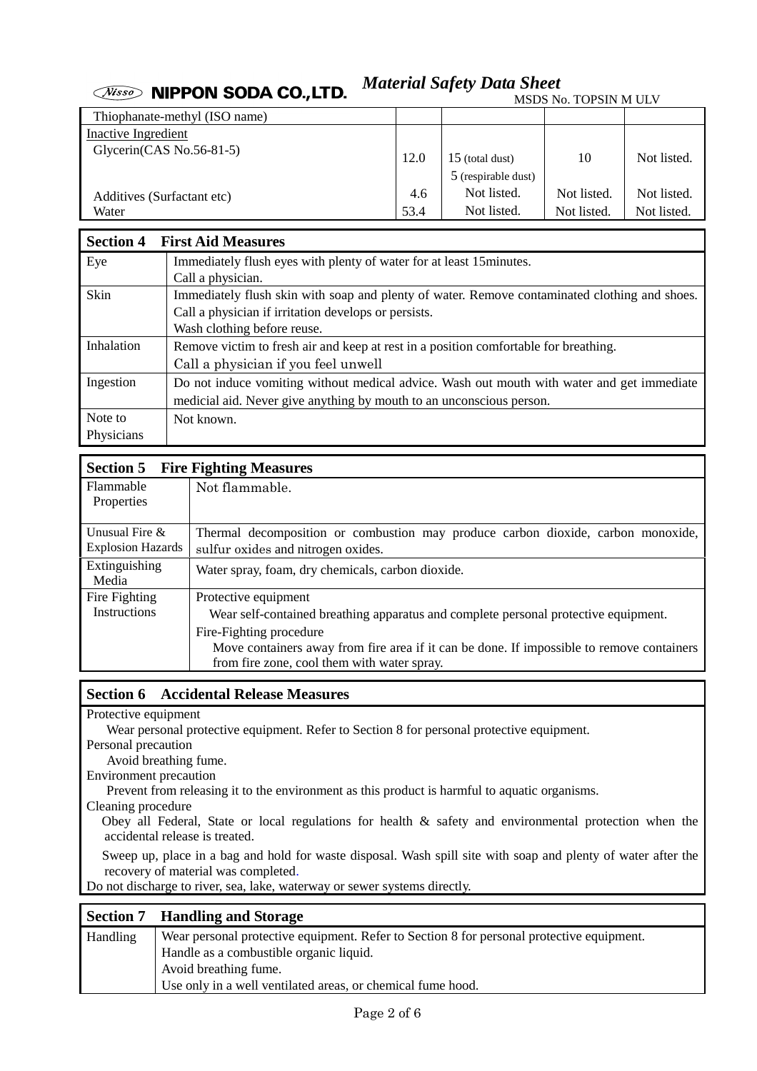| | | | | |
|---|---|---|---|---|
| Thiophanate-methyl (ISO name) | | | | |
| Inactive Ingredient<br>Glycerin(CAS No.56-81-5) | 12.0 | 15 (total dust)<br>5 (respirable dust) | 10 | Not listed. |
| Additives (Surfactant etc) | 4.6 | Not listed. | Not listed. | Not listed. |
| Water | 53.4 | Not listed. | Not listed. | Not listed. |

## Section 4 First Aid Measures

| | |
|---|---|
| Eye | Immediately flush eyes with plenty of water for at least 15minutes.<br>Call a physician. |
| Skin | Immediately flush skin with soap and plenty of water. Remove contaminated clothing and shoes.<br>Call a physician if irritation develops or persists.<br>Wash clothing before reuse. |
| Inhalation | Remove victim to fresh air and keep at rest in a position comfortable for breathing.<br>Call a physician if you feel unwell |
| Ingestion | Do not induce vomiting without medical advice. Wash out mouth with water and get immediate medicial aid. Never give anything by mouth to an unconscious person. |
| Note to Physicians | Not known. |

## Section 5 Fire Fighting Measures

| | |
|---|---|
| Flammable Properties | Not flammable. |
| Unusual Fire & Explosion Hazards | Thermal decomposition or combustion may produce carbon dioxide, carbon monoxide, sulfur oxides and nitrogen oxides. |
| Extinguishing Media | Water spray, foam, dry chemicals, carbon dioxide. |
| Fire Fighting Instructions | Protective equipment<br>Wear self-contained breathing apparatus and complete personal protective equipment.<br>Fire-Fighting procedure<br>Move containers away from fire area if it can be done. If impossible to remove containers from fire zone, cool them with water spray. |

## Section 6 Accidental Release Measures

Protective equipment

Wear personal protective equipment. Refer to Section 8 for personal protective equipment.

Personal precaution

Avoid breathing fume.

Environment precaution

Prevent from releasing it to the environment as this product is harmful to aquatic organisms.

Cleaning procedure

Obey all Federal, State or local regulations for health & safety and environmental protection when the accidental release is treated.

Sweep up, place in a bag and hold for waste disposal. Wash spill site with soap and plenty of water after the recovery of material was completed.

Do not discharge to river, sea, lake, waterway or sewer systems directly.

## Section 7 Handling and Storage

| | |
|---|---|
| Handling | Wear personal protective equipment. Refer to Section 8 for personal protective equipment.<br>Handle as a combustible organic liquid.<br>Avoid breathing fume.<br>Use only in a well ventilated areas, or chemical fume hood. |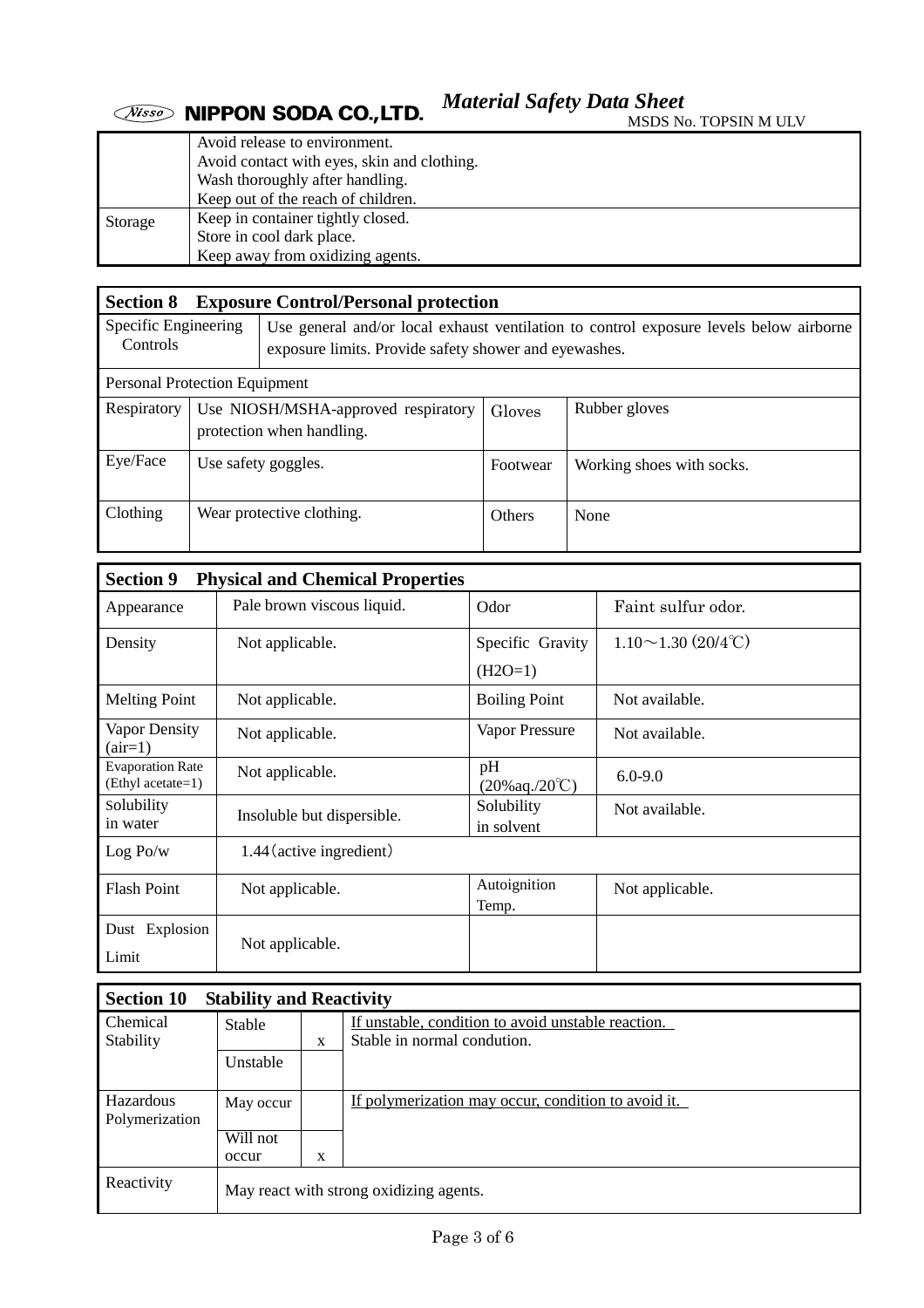| | |
|---|---|
| | Avoid release to environment.<br>Avoid contact with eyes, skin and clothing.<br>Wash thoroughly after handling.<br>Keep out of the reach of children. |
| Storage | Keep in container tightly closed.<br>Store in cool dark place.<br>Keep away from oxidizing agents. |

## Section 8 Exposure Control/Personal protection

| | |
|---|---|
| Specific Engineering Controls | Use general and/or local exhaust ventilation to control exposure levels below airborne exposure limits. Provide safety shower and eyewashes. |

Personal Protection Equipment

| | | | |
|---|---|---|---|
| Respiratory | Use NIOSH/MSHA-approved respiratory protection when handling. | Gloves | Rubber gloves |
| Eye/Face | Use safety goggles. | Footwear | Working shoes with socks. |
| Clothing | Wear protective clothing. | Others | None |

## Section 9 Physical and Chemical Properties

| | | | |
|---|---|---|---|
| Appearance | Pale brown viscous liquid. | Odor | Faint sulfur odor. |
| Density | Not applicable. | Specific Gravity ($H_2O$=1) | 1.10～1.30 (20/4℃) |
| Melting Point | Not applicable. | Boiling Point | Not available. |
| Vapor Density (air=1) | Not applicable. | Vapor Pressure | Not available. |
| Evaporation Rate (Ethyl acetate=1) | Not applicable. | pH (20%aq./20℃) | 6.0-9.0 |
| Solubility in water | Insoluble but dispersible. | Solubility in solvent | Not available. |
| Log Po/w | 1.44（active ingredient） | | |
| Flash Point | Not applicable. | Autoignition Temp. | Not applicable. |
| Dust Explosion Limit | Not applicable. | | |

## Section 10 Stability and Reactivity

| | | | |
|---|---|---|---|
| Chemical Stability | Stable | x | If unstable, condition to avoid unstable reaction.<br>Stable in normal condution. |
| | Unstable | | |
| Hazardous Polymerization | May occur | | If polymerization may occur, condition to avoid it. |
| | Will not occur | x | |
| Reactivity | May react with strong oxidizing agents. | | |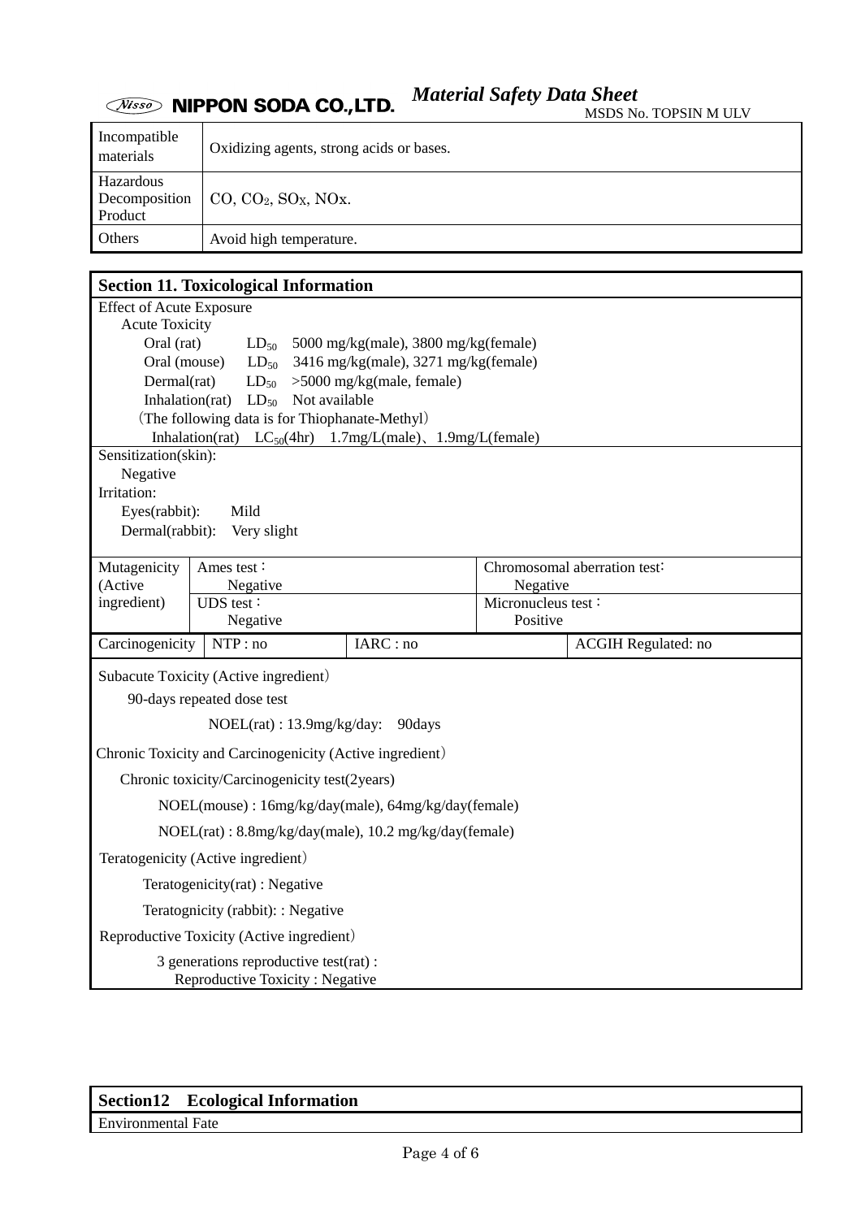| Incompatible materials | Oxidizing agents, strong acids or bases. |
|---|---|
| Hazardous Decomposition Product | $CO$, $CO_2$, $SO_X$, $NO_X$. |
| Others | Avoid high temperature. |

## Section 11. Toxicological Information

Effect of Acute Exposure

Acute Toxicity

Oral (rat) $LD_{50}$ 5000 mg/kg(male), 3800 mg/kg(female)

Oral (mouse) $LD_{50}$ 3416 mg/kg(male), 3271 mg/kg(female)

Dermal(rat) $LD_{50}$ >5000 mg/kg(male, female)

Inhalation(rat) $LD_{50}$ Not available

(The following data is for Thiophanate-Methyl)

Inhalation(rat) $LC_{50}$(4hr) 1.7mg/L(male)、1.9mg/L(female)

Sensitization(skin):

Negative

Irritation:

Eyes(rabbit): Mild

Dermal(rabbit): Very slight

| Mutagenicity (Active ingredient) | Ames test : Negative | Chromosomal aberration test: Negative |
|---|---|---|
| | UDS test : Negative | Micronucleus test : Positive |

| Carcinogenicity | NTP : no | IARC : no | ACGIH Regulated: no |
|---|---|---|---|

Subacute Toxicity (Active ingredient)

90-days repeated dose test

NOEL(rat) : 13.9mg/kg/day: 90days

Chronic Toxicity and Carcinogenicity (Active ingredient)

Chronic toxicity/Carcinogenicity test(2years)

NOEL(mouse) : 16mg/kg/day(male), 64mg/kg/day(female)

NOEL(rat) : 8.8mg/kg/day(male), 10.2 mg/kg/day(female)

Teratogenicity (Active ingredient)

Teratogenicity(rat) : Negative

Teratognicity (rabbit): : Negative

Reproductive Toxicity (Active ingredient)

3 generations reproductive test(rat) :
Reproductive Toxicity : Negative

## Section12 Ecological Information

Environmental Fate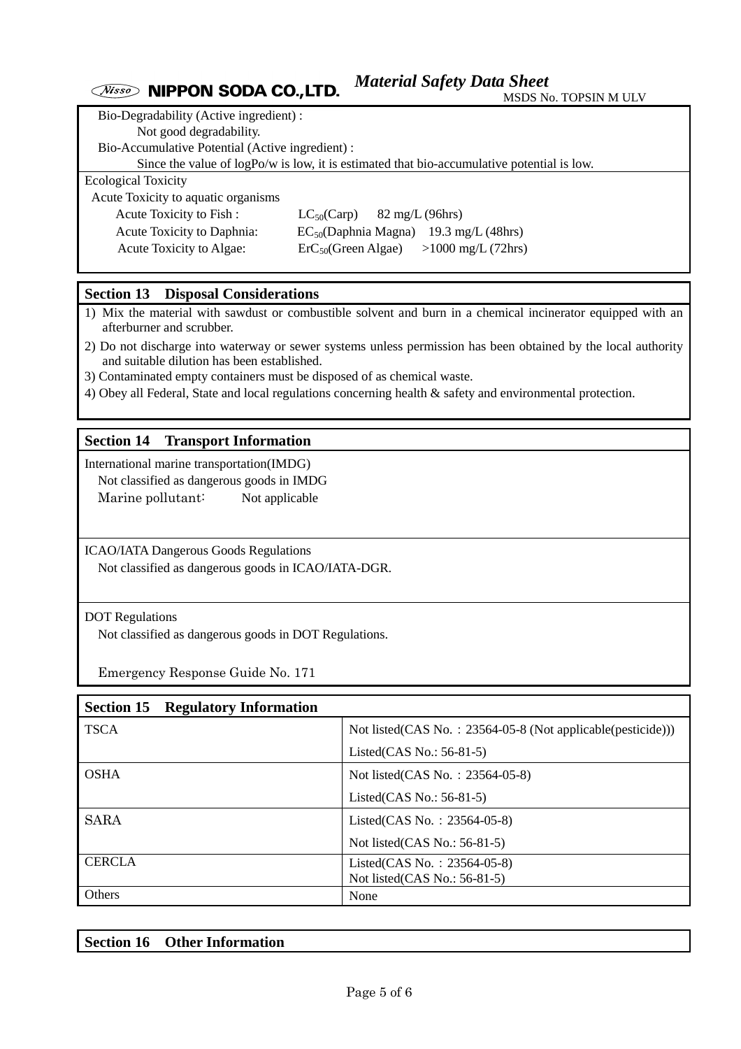Bio-Degradability (Active ingredient) :

Not good degradability.

Bio-Accumulative Potential (Active ingredient) :

Since the value of logPo/w is low, it is estimated that bio-accumulative potential is low.

Ecological Toxicity

Acute Toxicity to aquatic organisms

| | | |
|---|---|---|
| Acute Toxicity to Fish : | $LC_{50}$(Carp) | 82 mg/L (96hrs) |
| Acute Toxicity to Daphnia: | $EC_{50}$(Daphnia Magna) | 19.3 mg/L (48hrs) |
| Acute Toxicity to Algae: | $ErC_{50}$(Green Algae) | >1000 mg/L (72hrs) |

## Section 13 Disposal Considerations

1) Mix the material with sawdust or combustible solvent and burn in a chemical incinerator equipped with an afterburner and scrubber.
2) Do not discharge into waterway or sewer systems unless permission has been obtained by the local authority and suitable dilution has been established.
3) Contaminated empty containers must be disposed of as chemical waste.
4) Obey all Federal, State and local regulations concerning health & safety and environmental protection.

## Section 14 Transport Information

International marine transportation(IMDG)

Not classified as dangerous goods in IMDG

Marine pollutant: Not applicable

ICAO/IATA Dangerous Goods Regulations

Not classified as dangerous goods in ICAO/IATA-DGR.

DOT Regulations

Not classified as dangerous goods in DOT Regulations.

Emergency Response Guide No. 171

## Section 15 Regulatory Information

| | |
|---|---|
| TSCA | Not listed(CAS No.：23564-05-8 (Not applicable(pesticide)))<br>Listed(CAS No.: 56-81-5) |
| OSHA | Not listed(CAS No.：23564-05-8)<br>Listed(CAS No.: 56-81-5) |
| SARA | Listed(CAS No.：23564-05-8)<br>Not listed(CAS No.: 56-81-5) |
| CERCLA | Listed(CAS No.：23564-05-8)<br>Not listed(CAS No.: 56-81-5) |
| Others | None |

## Section 16 Other Information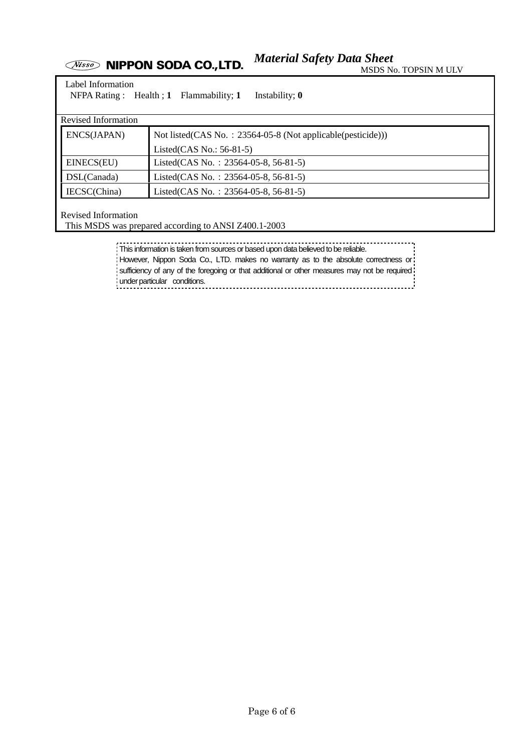Label Information

NFPA Rating : Health ; **1** Flammability; **1** Instability; **0**

Revised Information

| | |
|---|---|
| ENCS(JAPAN) | Not listed(CAS No.：23564-05-8 (Not applicable(pesticide)))<br>Listed(CAS No.: 56-81-5) |
| EINECS(EU) | Listed(CAS No.：23564-05-8, 56-81-5) |
| DSL(Canada) | Listed(CAS No.：23564-05-8, 56-81-5) |
| IECSC(China) | Listed(CAS No.：23564-05-8, 56-81-5) |

Revised Information

This MSDS was prepared according to ANSI Z400.1-2003

This information is taken from sources or based upon data believed to be reliable.
However, Nippon Soda Co., LTD. makes no warranty as to the absolute correctness or sufficiency of any of the foregoing or that additional or other measures may not be required under particular conditions.